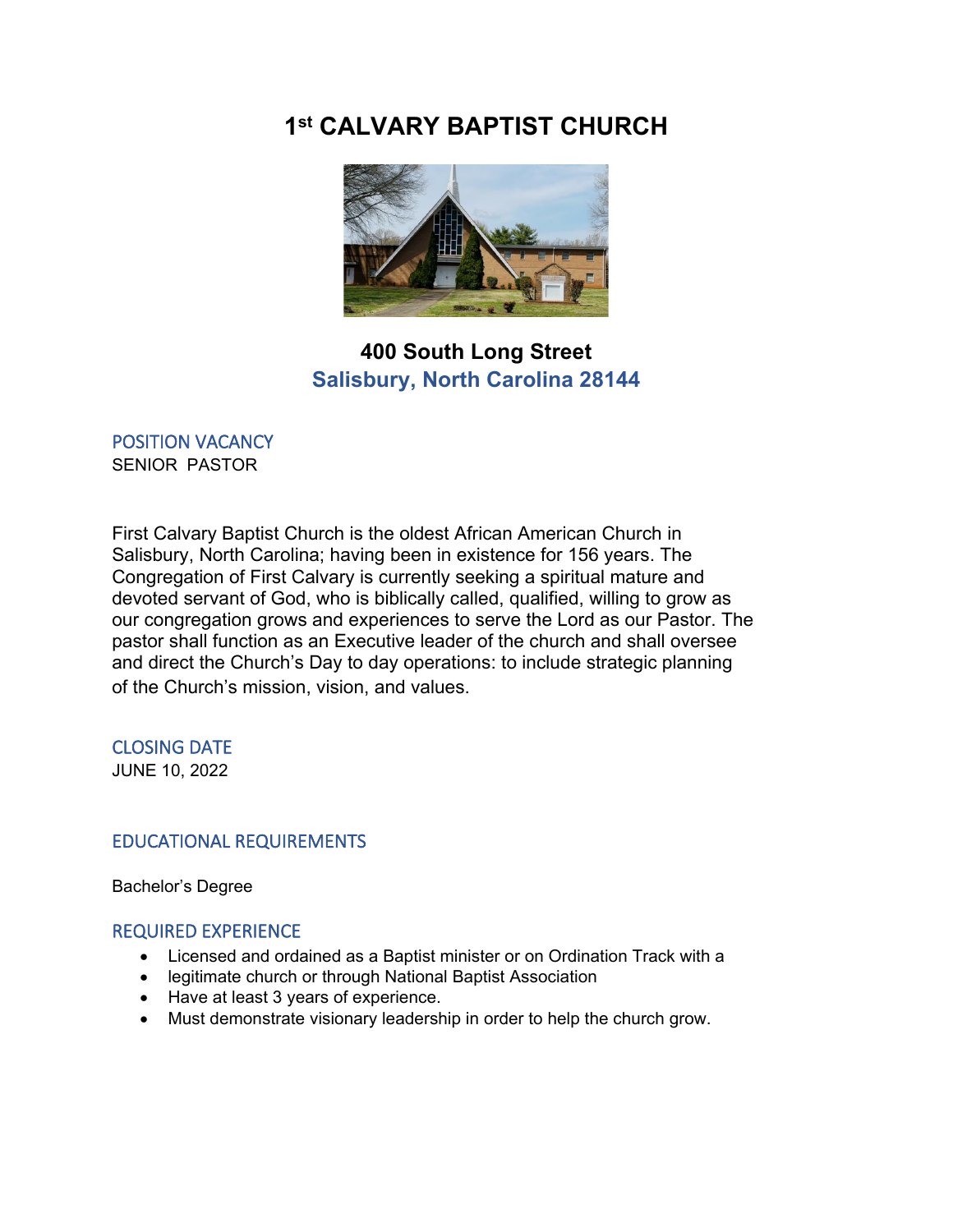# 1st CALVARY BAPTIST CHURCH

**400 South Long Street**
**Salisbury, North Carolina 28144**

## POSITION VACANCY

SENIOR PASTOR

First Calvary Baptist Church is the oldest African American Church in Salisbury, North Carolina; having been in existence for 156 years. The Congregation of First Calvary is currently seeking a spiritual mature and devoted servant of God, who is biblically called, qualified, willing to grow as our congregation grows and experiences to serve the Lord as our Pastor. The pastor shall function as an Executive leader of the church and shall oversee and direct the Church's Day to day operations: to include strategic planning of the Church's mission, vision, and values.

## CLOSING DATE

JUNE 10, 2022

## EDUCATIONAL REQUIREMENTS

Bachelor's Degree

## REQUIRED EXPERIENCE

- Licensed and ordained as a Baptist minister or on Ordination Track with a
- legitimate church or through National Baptist Association
- Have at least 3 years of experience.
- Must demonstrate visionary leadership in order to help the church grow.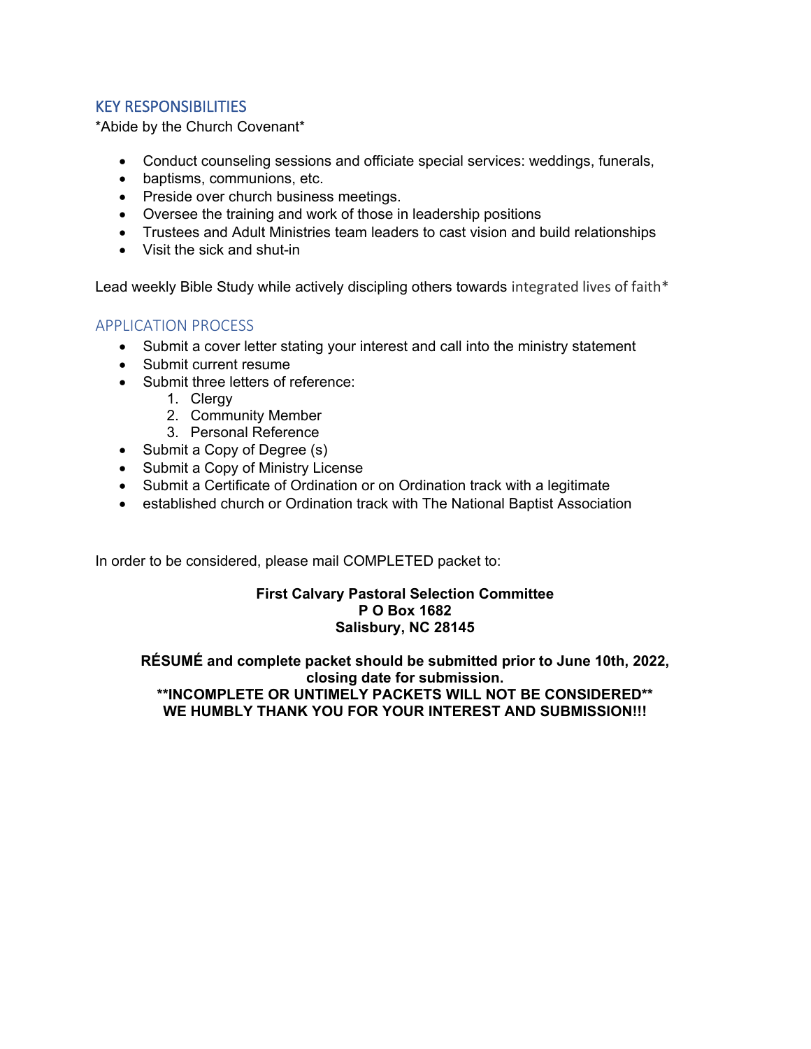## KEY RESPONSIBILITIES

*Abide by the Church Covenant*

- Conduct counseling sessions and officiate special services: weddings, funerals,
- baptisms, communions, etc.
- Preside over church business meetings.
- Oversee the training and work of those in leadership positions
- Trustees and Adult Ministries team leaders to cast vision and build relationships
- Visit the sick and shut-in

Lead weekly Bible Study while actively discipling others towards integrated lives of faith*

## APPLICATION PROCESS

- Submit a cover letter stating your interest and call into the ministry statement
- Submit current resume
- Submit three letters of reference:
    1. Clergy
    2. Community Member
    3. Personal Reference
- Submit a Copy of Degree (s)
- Submit a Copy of Ministry License
- Submit a Certificate of Ordination or on Ordination track with a legitimate
- established church or Ordination track with The National Baptist Association

In order to be considered, please mail COMPLETED packet to:

**First Calvary Pastoral Selection Committee**
**P O Box 1682**
**Salisbury, NC 28145**

**RÉSUMÉ and complete packet should be submitted prior to June 10th, 2022, closing date for submission.**
**\*\*INCOMPLETE OR UNTIMELY PACKETS WILL NOT BE CONSIDERED\*\***
**WE HUMBLY THANK YOU FOR YOUR INTEREST AND SUBMISSION!!!**